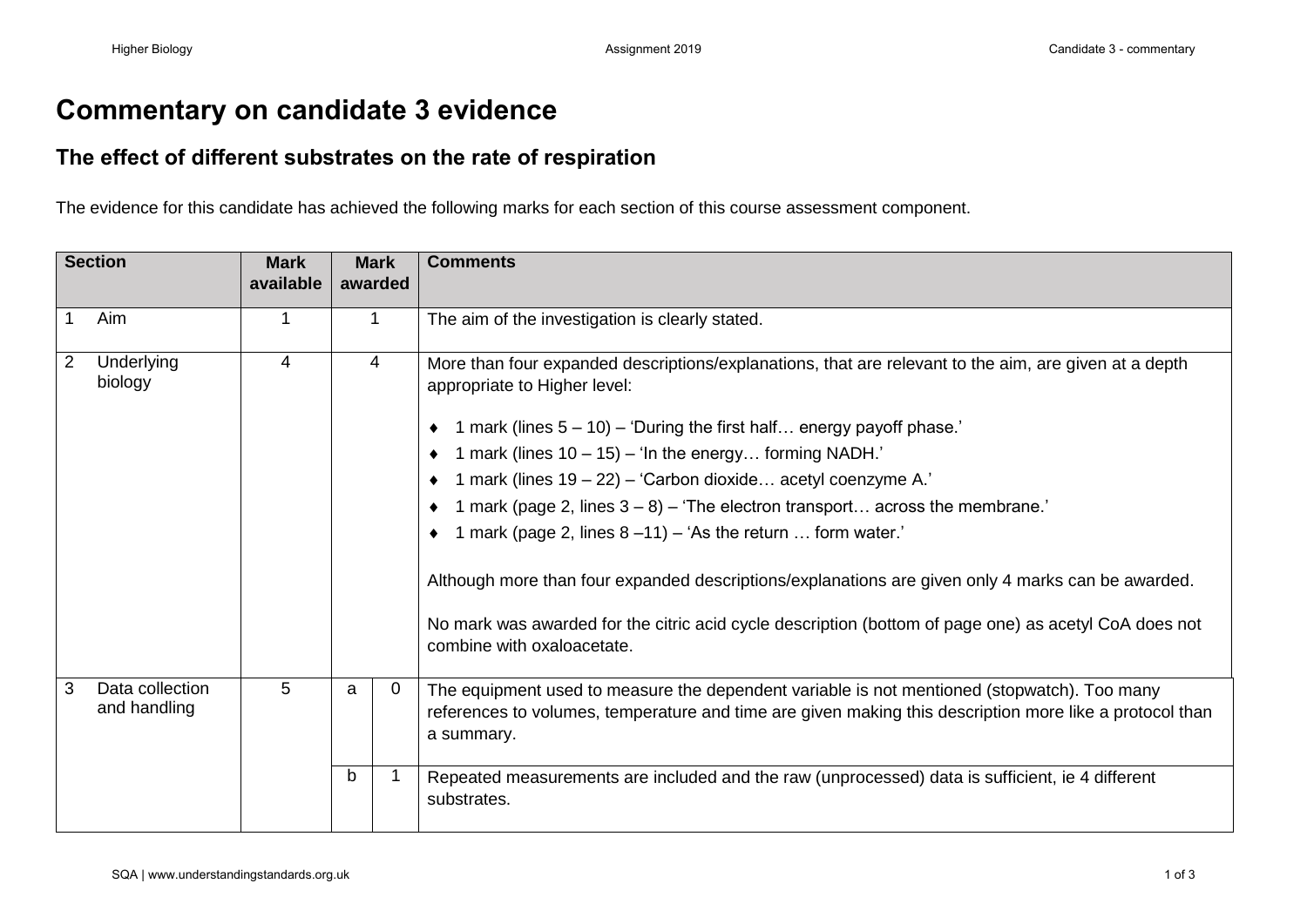# Commentary on candidate 3 evidence

## The effect of different substrates on the rate of respiration

The evidence for this candidate has achieved the following marks for each section of this course assessment component.

| Section | | Mark available | Mark awarded | | Comments |
|---|---|---|---|---|---|
| 1 | Aim | 1 | 1 | | The aim of the investigation is clearly stated. |
| 2 | Underlying biology | 4 | 4 | | More than four expanded descriptions/explanations, that are relevant to the aim, are given at a depth appropriate to Higher level:<br><br>♦ 1 mark (lines 5 – 10) – 'During the first half… energy payoff phase.'<br>♦ 1 mark (lines 10 – 15) – 'In the energy… forming NADH.'<br>♦ 1 mark (lines 19 – 22) – 'Carbon dioxide… acetyl coenzyme A.'<br>♦ 1 mark (page 2, lines 3 – 8) – 'The electron transport… across the membrane.'<br>♦ 1 mark (page 2, lines 8 –11) – 'As the return … form water.'<br><br>Although more than four expanded descriptions/explanations are given only 4 marks can be awarded.<br><br>No mark was awarded for the citric acid cycle description (bottom of page one) as acetyl CoA does not combine with oxaloacetate. |
| 3 | Data collection and handling | 5 | a | 0 | The equipment used to measure the dependent variable is not mentioned (stopwatch). Too many references to volumes, temperature and time are given making this description more like a protocol than a summary. |
| | | | b | 1 | Repeated measurements are included and the raw (unprocessed) data is sufficient, ie 4 different substrates. |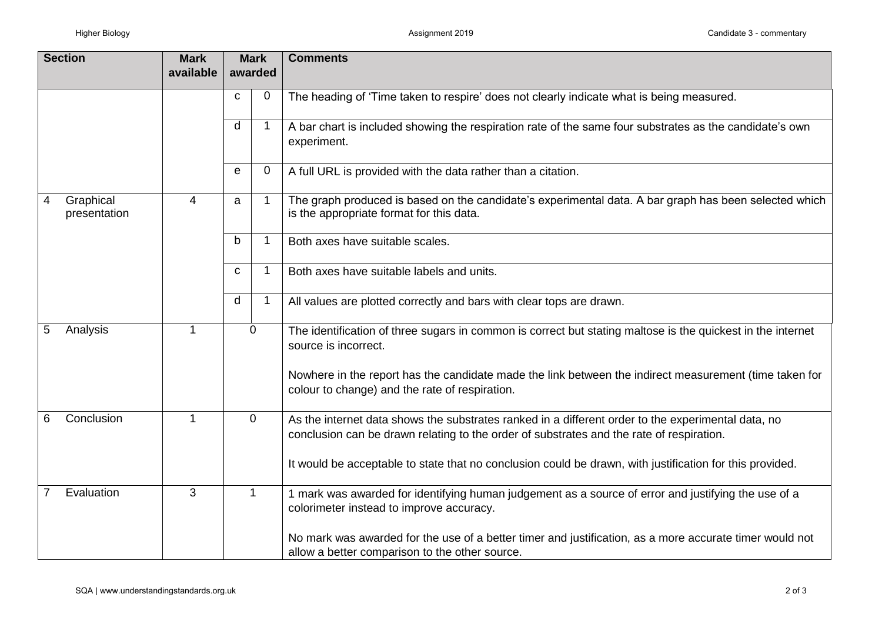| Section | Mark available | Mark awarded | | Comments |
|---|---|---|---|---|
| | | c | 0 | The heading of 'Time taken to respire' does not clearly indicate what is being measured. |
| | | d | 1 | A bar chart is included showing the respiration rate of the same four substrates as the candidate's own experiment. |
| | | e | 0 | A full URL is provided with the data rather than a citation. |
| 4 Graphical presentation | 4 | a | 1 | The graph produced is based on the candidate's experimental data. A bar graph has been selected which is the appropriate format for this data. |
| | | b | 1 | Both axes have suitable scales. |
| | | c | 1 | Both axes have suitable labels and units. |
| | | d | 1 | All values are plotted correctly and bars with clear tops are drawn. |
| 5 Analysis | 1 | 0 | | The identification of three sugars in common is correct but stating maltose is the quickest in the internet source is incorrect.<br><br>Nowhere in the report has the candidate made the link between the indirect measurement (time taken for colour to change) and the rate of respiration. |
| 6 Conclusion | 1 | 0 | | As the internet data shows the substrates ranked in a different order to the experimental data, no conclusion can be drawn relating to the order of substrates and the rate of respiration.<br><br>It would be acceptable to state that no conclusion could be drawn, with justification for this provided. |
| 7 Evaluation | 3 | 1 | | 1 mark was awarded for identifying human judgement as a source of error and justifying the use of a colorimeter instead to improve accuracy.<br><br>No mark was awarded for the use of a better timer and justification, as a more accurate timer would not allow a better comparison to the other source. |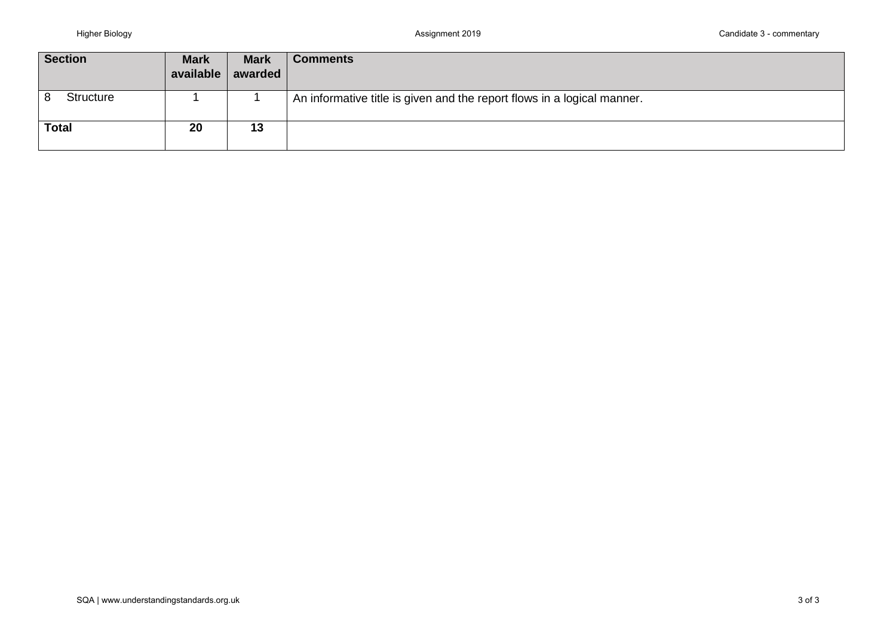| Section | Mark available | Mark awarded | Comments |
|---|---|---|---|
| 8 Structure | 1 | 1 | An informative title is given and the report flows in a logical manner. |
| **Total** | **20** | **13** | |